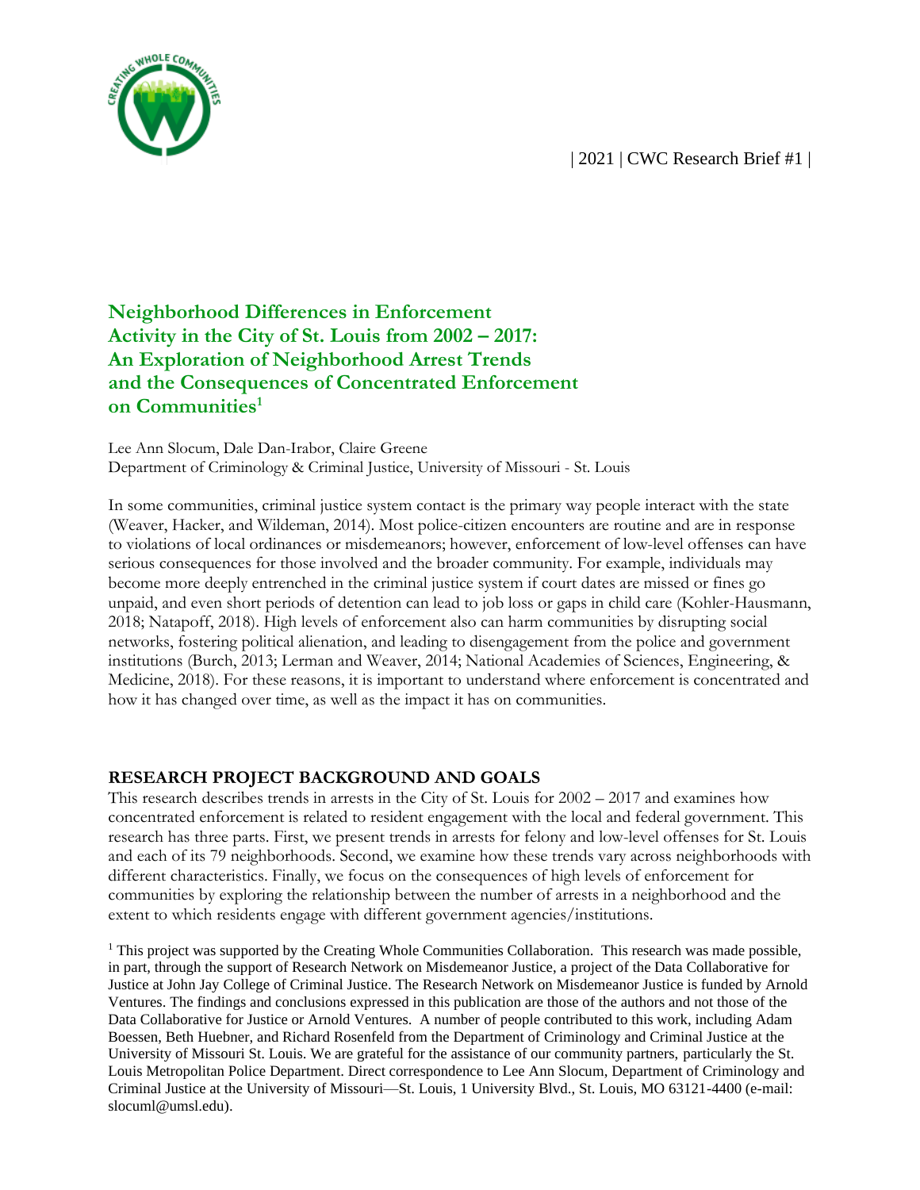| 2021 | CWC Research Brief #1 |

# Neighborhood Differences in Enforcement Activity in the City of St. Louis from 2002 – 2017: An Exploration of Neighborhood Arrest Trends and the Consequences of Concentrated Enforcement on Communities[1]

Lee Ann Slocum, Dale Dan-Irabor, Claire Greene
Department of Criminology & Criminal Justice, University of Missouri - St. Louis

In some communities, criminal justice system contact is the primary way people interact with the state (Weaver, Hacker, and Wildeman, 2014). Most police-citizen encounters are routine and are in response to violations of local ordinances or misdemeanors; however, enforcement of low-level offenses can have serious consequences for those involved and the broader community. For example, individuals may become more deeply entrenched in the criminal justice system if court dates are missed or fines go unpaid, and even short periods of detention can lead to job loss or gaps in child care (Kohler-Hausmann, 2018; Natapoff, 2018). High levels of enforcement also can harm communities by disrupting social networks, fostering political alienation, and leading to disengagement from the police and government institutions (Burch, 2013; Lerman and Weaver, 2014; National Academies of Sciences, Engineering, & Medicine, 2018). For these reasons, it is important to understand where enforcement is concentrated and how it has changed over time, as well as the impact it has on communities.

## RESEARCH PROJECT BACKGROUND AND GOALS

This research describes trends in arrests in the City of St. Louis for 2002 – 2017 and examines how concentrated enforcement is related to resident engagement with the local and federal government. This research has three parts. First, we present trends in arrests for felony and low-level offenses for St. Louis and each of its 79 neighborhoods. Second, we examine how these trends vary across neighborhoods with different characteristics. Finally, we focus on the consequences of high levels of enforcement for communities by exploring the relationship between the number of arrests in a neighborhood and the extent to which residents engage with different government agencies/institutions.

[1] This project was supported by the Creating Whole Communities Collaboration. This research was made possible, in part, through the support of Research Network on Misdemeanor Justice, a project of the Data Collaborative for Justice at John Jay College of Criminal Justice. The Research Network on Misdemeanor Justice is funded by Arnold Ventures. The findings and conclusions expressed in this publication are those of the authors and not those of the Data Collaborative for Justice or Arnold Ventures. A number of people contributed to this work, including Adam Boessen, Beth Huebner, and Richard Rosenfeld from the Department of Criminology and Criminal Justice at the University of Missouri St. Louis. We are grateful for the assistance of our community partners, particularly the St. Louis Metropolitan Police Department. Direct correspondence to Lee Ann Slocum, Department of Criminology and Criminal Justice at the University of Missouri—St. Louis, 1 University Blvd., St. Louis, MO 63121-4400 (e-mail: slocuml@umsl.edu).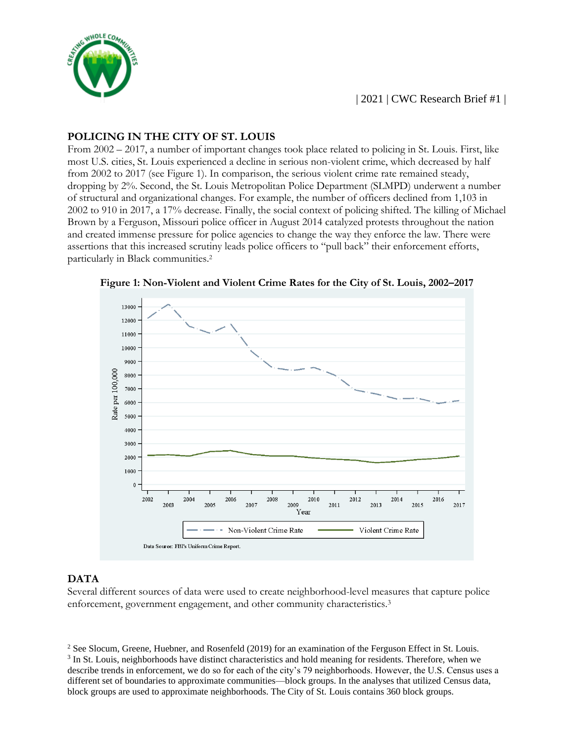## POLICING IN THE CITY OF ST. LOUIS

From 2002 – 2017, a number of important changes took place related to policing in St. Louis. First, like most U.S. cities, St. Louis experienced a decline in serious non-violent crime, which decreased by half from 2002 to 2017 (see Figure 1). In comparison, the serious violent crime rate remained steady, dropping by 2%. Second, the St. Louis Metropolitan Police Department (SLMPD) underwent a number of structural and organizational changes. For example, the number of officers declined from 1,103 in 2002 to 910 in 2017, a 17% decrease. Finally, the social context of policing shifted. The killing of Michael Brown by a Ferguson, Missouri police officer in August 2014 catalyzed protests throughout the nation and created immense pressure for police agencies to change the way they enforce the law. There were assertions that this increased scrutiny leads police officers to "pull back" their enforcement efforts, particularly in Black communities.[2]

**Figure 1: Non-Violent and Violent Crime Rates for the City of St. Louis, 2002–2017**

Data Source: FBI's Uniform Crime Report.

## DATA

Several different sources of data were used to create neighborhood-level measures that capture police enforcement, government engagement, and other community characteristics.[3]

[2] See Slocum, Greene, Huebner, and Rosenfeld (2019) for an examination of the Ferguson Effect in St. Louis.

[3] In St. Louis, neighborhoods have distinct characteristics and hold meaning for residents. Therefore, when we describe trends in enforcement, we do so for each of the city's 79 neighborhoods. However, the U.S. Census uses a different set of boundaries to approximate communities—block groups. In the analyses that utilized Census data, block groups are used to approximate neighborhoods. The City of St. Louis contains 360 block groups.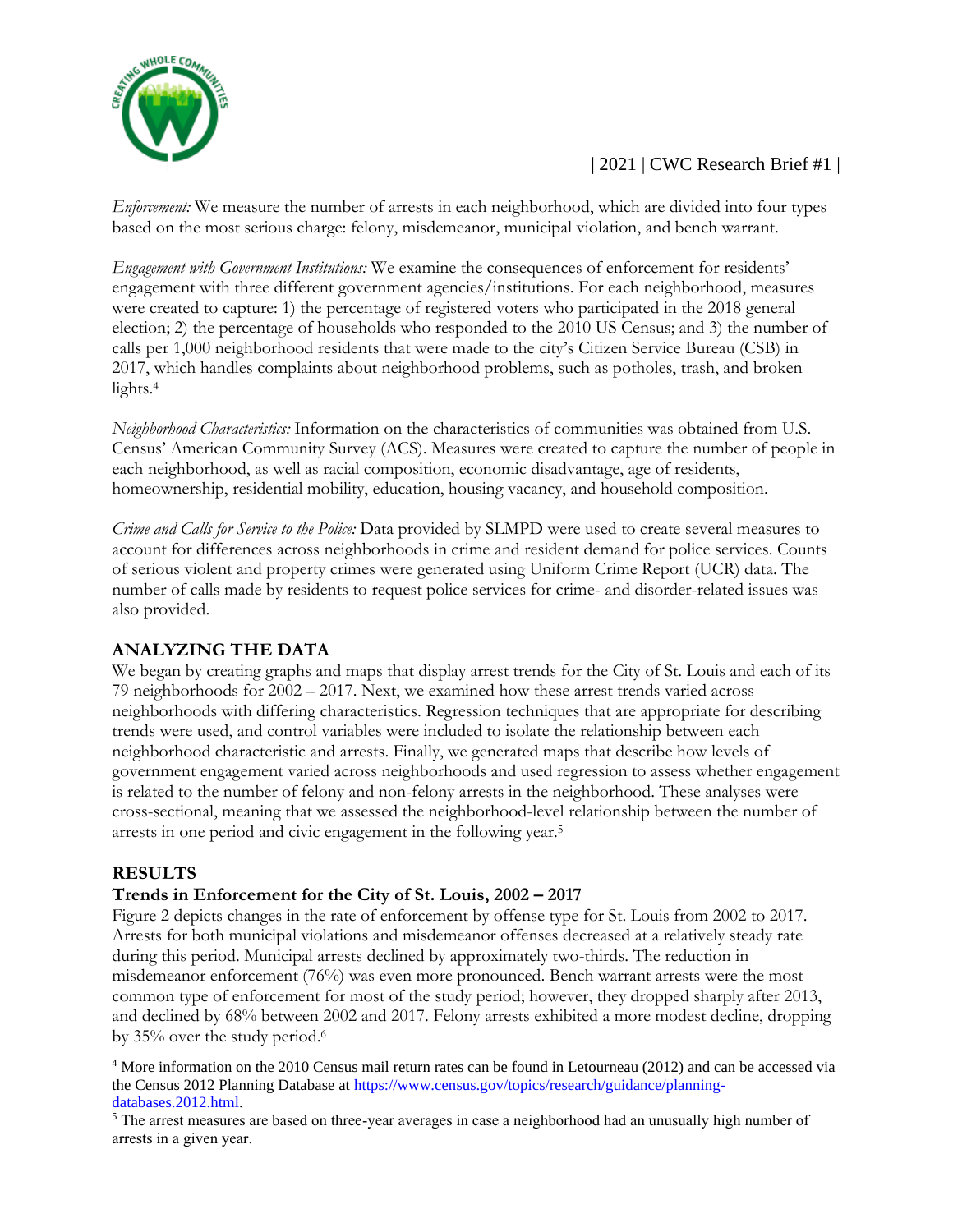*Enforcement:* We measure the number of arrests in each neighborhood, which are divided into four types based on the most serious charge: felony, misdemeanor, municipal violation, and bench warrant.

*Engagement with Government Institutions:* We examine the consequences of enforcement for residents' engagement with three different government agencies/institutions. For each neighborhood, measures were created to capture: 1) the percentage of registered voters who participated in the 2018 general election; 2) the percentage of households who responded to the 2010 US Census; and 3) the number of calls per 1,000 neighborhood residents that were made to the city's Citizen Service Bureau (CSB) in 2017, which handles complaints about neighborhood problems, such as potholes, trash, and broken lights.[4]

*Neighborhood Characteristics:* Information on the characteristics of communities was obtained from U.S. Census' American Community Survey (ACS). Measures were created to capture the number of people in each neighborhood, as well as racial composition, economic disadvantage, age of residents, homeownership, residential mobility, education, housing vacancy, and household composition.

*Crime and Calls for Service to the Police:* Data provided by SLMPD were used to create several measures to account for differences across neighborhoods in crime and resident demand for police services. Counts of serious violent and property crimes were generated using Uniform Crime Report (UCR) data. The number of calls made by residents to request police services for crime- and disorder-related issues was also provided.

## ANALYZING THE DATA

We began by creating graphs and maps that display arrest trends for the City of St. Louis and each of its 79 neighborhoods for 2002 – 2017. Next, we examined how these arrest trends varied across neighborhoods with differing characteristics. Regression techniques that are appropriate for describing trends were used, and control variables were included to isolate the relationship between each neighborhood characteristic and arrests. Finally, we generated maps that describe how levels of government engagement varied across neighborhoods and used regression to assess whether engagement is related to the number of felony and non-felony arrests in the neighborhood. These analyses were cross-sectional, meaning that we assessed the neighborhood-level relationship between the number of arrests in one period and civic engagement in the following year.[5]

## RESULTS

### Trends in Enforcement for the City of St. Louis, 2002 – 2017

Figure 2 depicts changes in the rate of enforcement by offense type for St. Louis from 2002 to 2017. Arrests for both municipal violations and misdemeanor offenses decreased at a relatively steady rate during this period. Municipal arrests declined by approximately two-thirds. The reduction in misdemeanor enforcement (76%) was even more pronounced. Bench warrant arrests were the most common type of enforcement for most of the study period; however, they dropped sharply after 2013, and declined by 68% between 2002 and 2017. Felony arrests exhibited a more modest decline, dropping by 35% over the study period.[6]

[4] More information on the 2010 Census mail return rates can be found in Letourneau (2012) and can be accessed via the Census 2012 Planning Database at https://www.census.gov/topics/research/guidance/planning-databases.2012.html.

[5] The arrest measures are based on three-year averages in case a neighborhood had an unusually high number of arrests in a given year.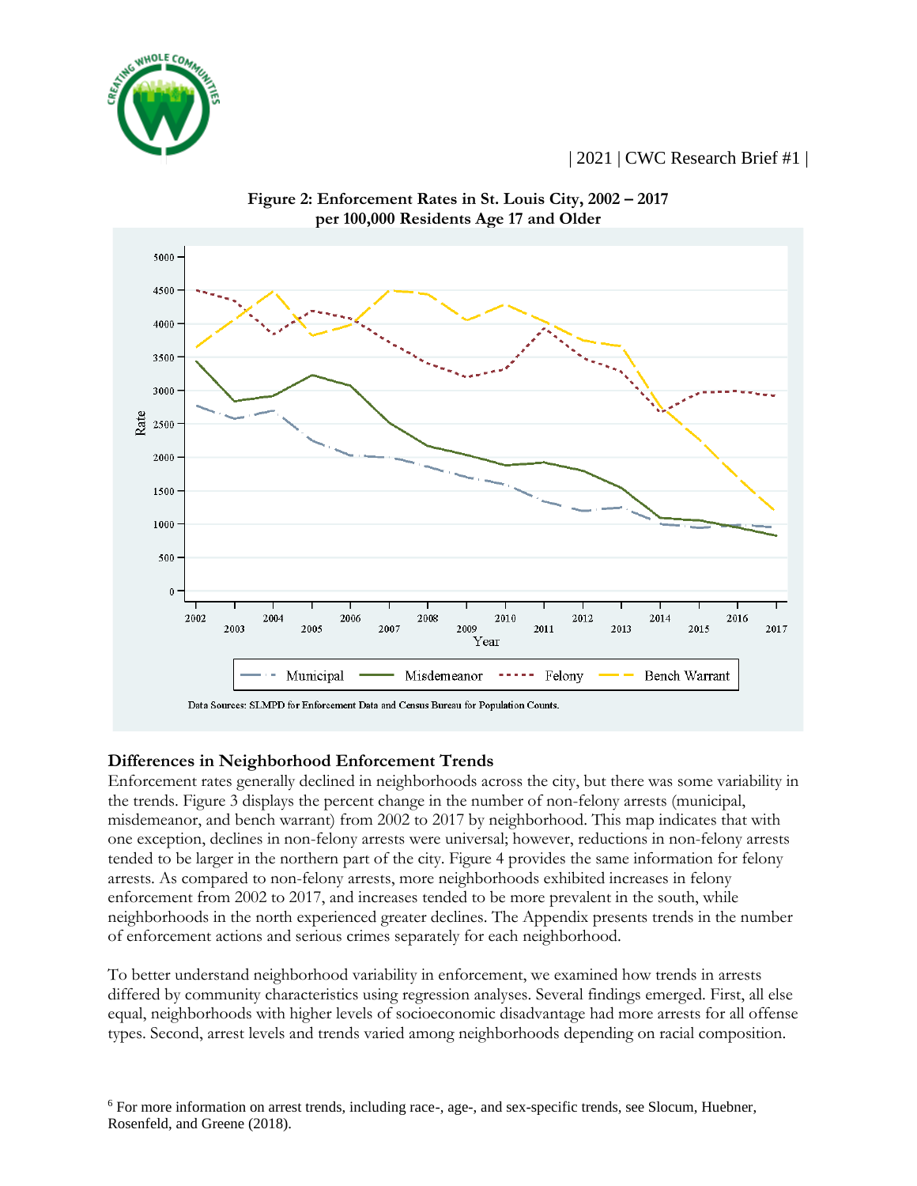**Figure 2: Enforcement Rates in St. Louis City, 2002 – 2017 per 100,000 Residents Age 17 and Older**

Data Sources: SLMPD for Enforcement Data and Census Bureau for Population Counts.

## Differences in Neighborhood Enforcement Trends

Enforcement rates generally declined in neighborhoods across the city, but there was some variability in the trends. Figure 3 displays the percent change in the number of non-felony arrests (municipal, misdemeanor, and bench warrant) from 2002 to 2017 by neighborhood. This map indicates that with one exception, declines in non-felony arrests were universal; however, reductions in non-felony arrests tended to be larger in the northern part of the city. Figure 4 provides the same information for felony arrests. As compared to non-felony arrests, more neighborhoods exhibited increases in felony enforcement from 2002 to 2017, and increases tended to be more prevalent in the south, while neighborhoods in the north experienced greater declines. The Appendix presents trends in the number of enforcement actions and serious crimes separately for each neighborhood.

To better understand neighborhood variability in enforcement, we examined how trends in arrests differed by community characteristics using regression analyses. Several findings emerged. First, all else equal, neighborhoods with higher levels of socioeconomic disadvantage had more arrests for all offense types. Second, arrest levels and trends varied among neighborhoods depending on racial composition.

[6] For more information on arrest trends, including race-, age-, and sex-specific trends, see Slocum, Huebner, Rosenfeld, and Greene (2018).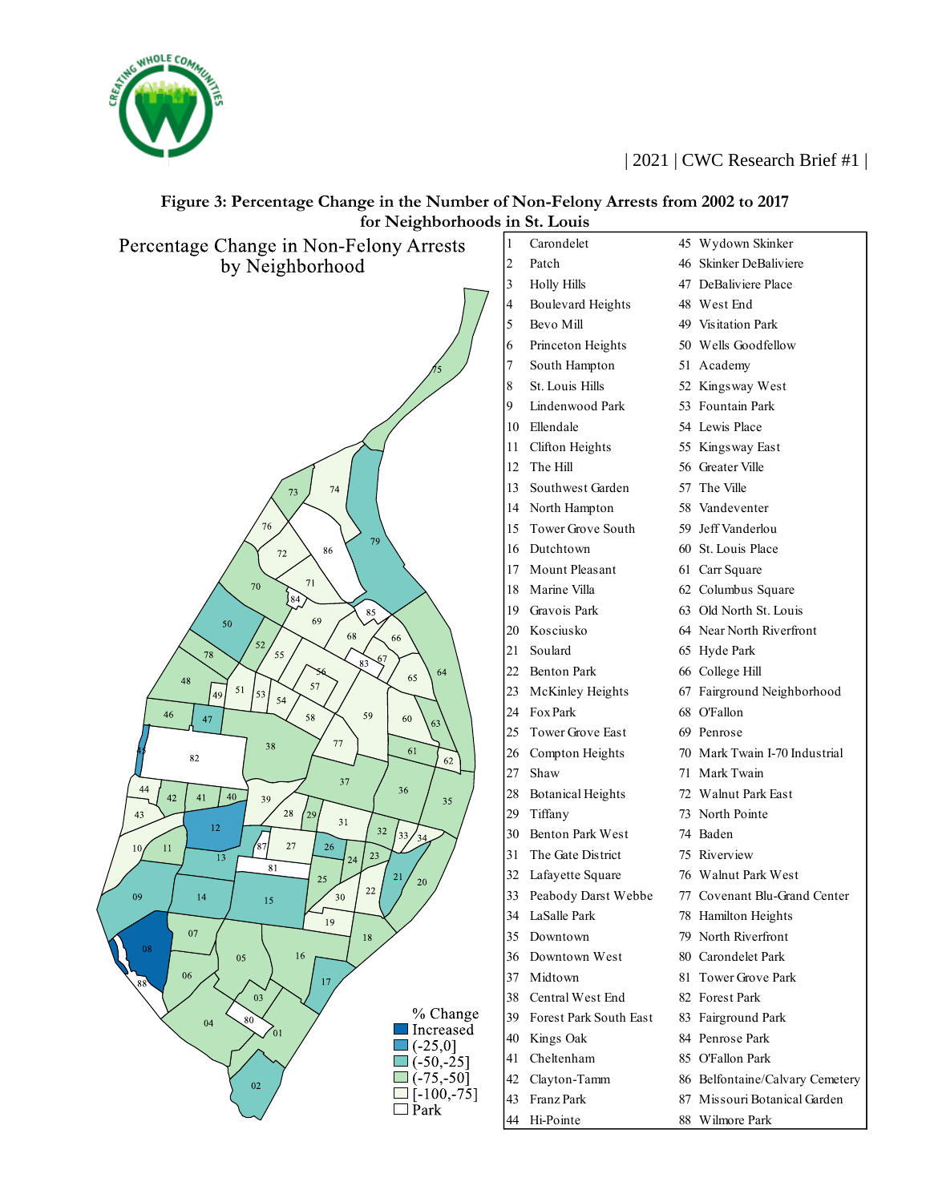**Figure 3: Percentage Change in the Number of Non-Felony Arrests from 2002 to 2017 for Neighborhoods in St. Louis**

Percentage Change in Non-Felony Arrests by Neighborhood

% Change
- Increased
- (-25,0]
- (-50,-25]
- (-75,-50]
- [-100,-75]
- Park

| | | | |
|---|---|---|---|
| 1 | Carondelet | 45 | Wydown Skinker |
| 2 | Patch | 46 | Skinker DeBaliviere |
| 3 | Holly Hills | 47 | DeBaliviere Place |
| 4 | Boulevard Heights | 48 | West End |
| 5 | Bevo Mill | 49 | Visitation Park |
| 6 | Princeton Heights | 50 | Wells Goodfellow |
| 7 | South Hampton | 51 | Academy |
| 8 | St. Louis Hills | 52 | Kingsway West |
| 9 | Lindenwood Park | 53 | Fountain Park |
| 10 | Ellendale | 54 | Lewis Place |
| 11 | Clifton Heights | 55 | Kingsway East |
| 12 | The Hill | 56 | Greater Ville |
| 13 | Southwest Garden | 57 | The Ville |
| 14 | North Hampton | 58 | Vandeventer |
| 15 | Tower Grove South | 59 | Jeff Vanderlou |
| 16 | Dutchtown | 60 | St. Louis Place |
| 17 | Mount Pleasant | 61 | Carr Square |
| 18 | Marine Villa | 62 | Columbus Square |
| 19 | Gravois Park | 63 | Old North St. Louis |
| 20 | Kosciusko | 64 | Near North Riverfront |
| 21 | Soulard | 65 | Hyde Park |
| 22 | Benton Park | 66 | College Hill |
| 23 | McKinley Heights | 67 | Fairground Neighborhood |
| 24 | Fox Park | 68 | O'Fallon |
| 25 | Tower Grove East | 69 | Penrose |
| 26 | Compton Heights | 70 | Mark Twain I-70 Industrial |
| 27 | Shaw | 71 | Mark Twain |
| 28 | Botanical Heights | 72 | Walnut Park East |
| 29 | Tiffany | 73 | North Pointe |
| 30 | Benton Park West | 74 | Baden |
| 31 | The Gate District | 75 | Riverview |
| 32 | Lafayette Square | 76 | Walnut Park West |
| 33 | Peabody Darst Webbe | 77 | Covenant Blu-Grand Center |
| 34 | LaSalle Park | 78 | Hamilton Heights |
| 35 | Downtown | 79 | North Riverfront |
| 36 | Downtown West | 80 | Carondelet Park |
| 37 | Midtown | 81 | Tower Grove Park |
| 38 | Central West End | 82 | Forest Park |
| 39 | Forest Park South East | 83 | Fairground Park |
| 40 | Kings Oak | 84 | Penrose Park |
| 41 | Cheltenham | 85 | O'Fallon Park |
| 42 | Clayton-Tamm | 86 | Belfontaine/Calvary Cemetery |
| 43 | Franz Park | 87 | Missouri Botanical Garden |
| 44 | Hi-Pointe | 88 | Wilmore Park |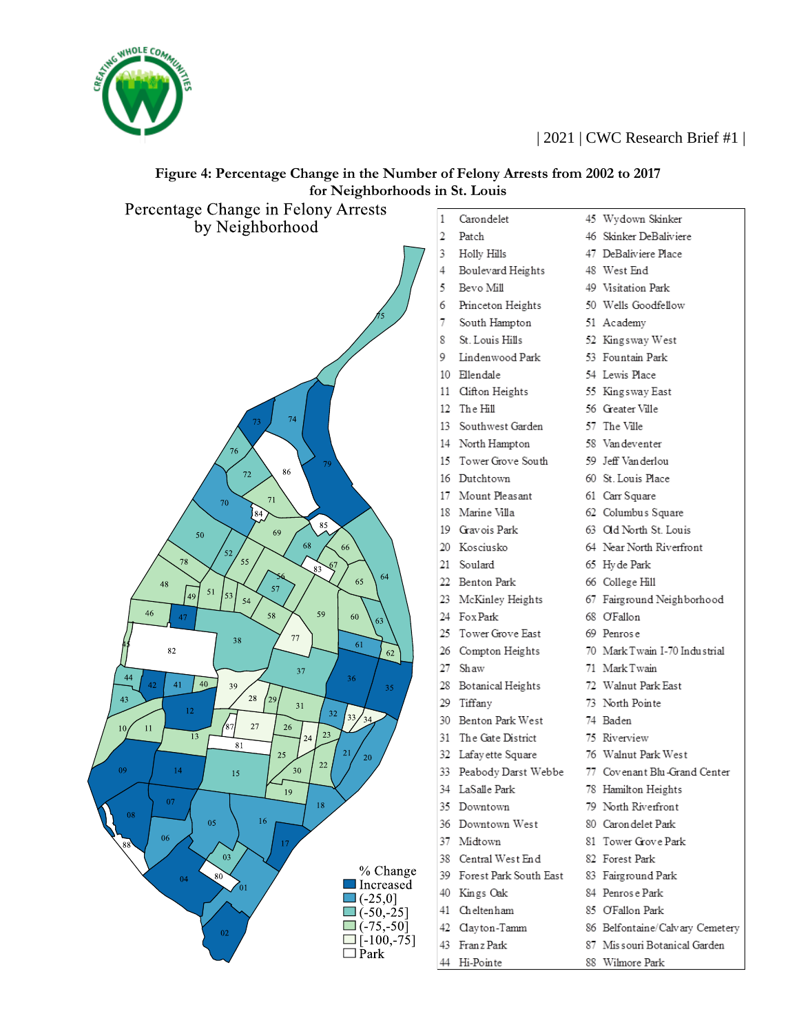**Figure 4: Percentage Change in the Number of Felony Arrests from 2002 to 2017 for Neighborhoods in St. Louis**

Percentage Change in Felony Arrests by Neighborhood

% Change
- Increased
- (-25,0]
- (-50,-25]
- (-75,-50]
- [-100,-75]
- Park

| | | | |
|---|---|---|---|
| 1 | Carondelet | 45 | Wydown Skinker |
| 2 | Patch | 46 | Skinker DeBaliviere |
| 3 | Holly Hills | 47 | DeBaliviere Place |
| 4 | Boulevard Heights | 48 | West End |
| 5 | Bevo Mill | 49 | Visitation Park |
| 6 | Princeton Heights | 50 | Wells Goodfellow |
| 7 | South Hampton | 51 | Academy |
| 8 | St. Louis Hills | 52 | Kingsway West |
| 9 | Lindenwood Park | 53 | Fountain Park |
| 10 | Ellendale | 54 | Lewis Place |
| 11 | Clifton Heights | 55 | Kingsway East |
| 12 | The Hill | 56 | Greater Ville |
| 13 | Southwest Garden | 57 | The Ville |
| 14 | North Hampton | 58 | Vandeventer |
| 15 | Tower Grove South | 59 | Jeff Vanderlou |
| 16 | Dutchtown | 60 | St. Louis Place |
| 17 | Mount Pleasant | 61 | Carr Square |
| 18 | Marine Villa | 62 | Columbus Square |
| 19 | Gravois Park | 63 | Old North St. Louis |
| 20 | Kosciusko | 64 | Near North Riverfront |
| 21 | Soulard | 65 | Hyde Park |
| 22 | Benton Park | 66 | College Hill |
| 23 | McKinley Heights | 67 | Fairground Neighborhood |
| 24 | Fox Park | 68 | O'Fallon |
| 25 | Tower Grove East | 69 | Penrose |
| 26 | Compton Heights | 70 | Mark Twain I-70 Industrial |
| 27 | Shaw | 71 | Mark Twain |
| 28 | Botanical Heights | 72 | Walnut Park East |
| 29 | Tiffany | 73 | North Pointe |
| 30 | Benton Park West | 74 | Baden |
| 31 | The Gate District | 75 | Riverview |
| 32 | Lafayette Square | 76 | Walnut Park West |
| 33 | Peabody Darst Webbe | 77 | Covenant Blu-Grand Center |
| 34 | LaSalle Park | 78 | Hamilton Heights |
| 35 | Downtown | 79 | North Riverfront |
| 36 | Downtown West | 80 | Carondelet Park |
| 37 | Midtown | 81 | Tower Grove Park |
| 38 | Central West End | 82 | Forest Park |
| 39 | Forest Park South East | 83 | Fairground Park |
| 40 | Kings Oak | 84 | Penrose Park |
| 41 | Cheltenham | 85 | O'Fallon Park |
| 42 | Clayton-Tamm | 86 | Belfontaine/Calvary Cemetery |
| 43 | Franz Park | 87 | Missouri Botanical Garden |
| 44 | Hi-Pointe | 88 | Wilmore Park |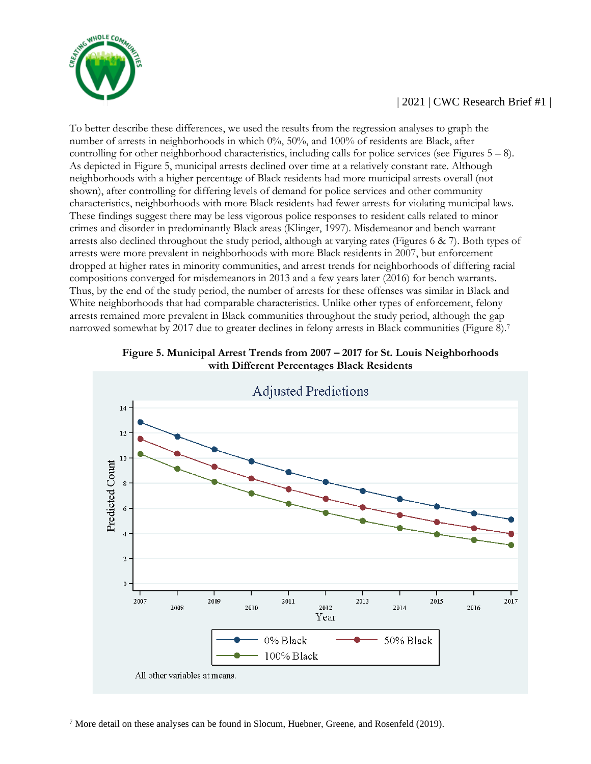To better describe these differences, we used the results from the regression analyses to graph the number of arrests in neighborhoods in which 0%, 50%, and 100% of residents are Black, after controlling for other neighborhood characteristics, including calls for police services (see Figures 5 – 8). As depicted in Figure 5, municipal arrests declined over time at a relatively constant rate. Although neighborhoods with a higher percentage of Black residents had more municipal arrests overall (not shown), after controlling for differing levels of demand for police services and other community characteristics, neighborhoods with more Black residents had fewer arrests for violating municipal laws. These findings suggest there may be less vigorous police responses to resident calls related to minor crimes and disorder in predominantly Black areas (Klinger, 1997). Misdemeanor and bench warrant arrests also declined throughout the study period, although at varying rates (Figures 6 & 7). Both types of arrests were more prevalent in neighborhoods with more Black residents in 2007, but enforcement dropped at higher rates in minority communities, and arrest trends for neighborhoods of differing racial compositions converged for misdemeanors in 2013 and a few years later (2016) for bench warrants. Thus, by the end of the study period, the number of arrests for these offenses was similar in Black and White neighborhoods that had comparable characteristics. Unlike other types of enforcement, felony arrests remained more prevalent in Black communities throughout the study period, although the gap narrowed somewhat by 2017 due to greater declines in felony arrests in Black communities (Figure 8).[7]

**Figure 5. Municipal Arrest Trends from 2007 – 2017 for St. Louis Neighborhoods with Different Percentages Black Residents**

[7] More detail on these analyses can be found in Slocum, Huebner, Greene, and Rosenfeld (2019).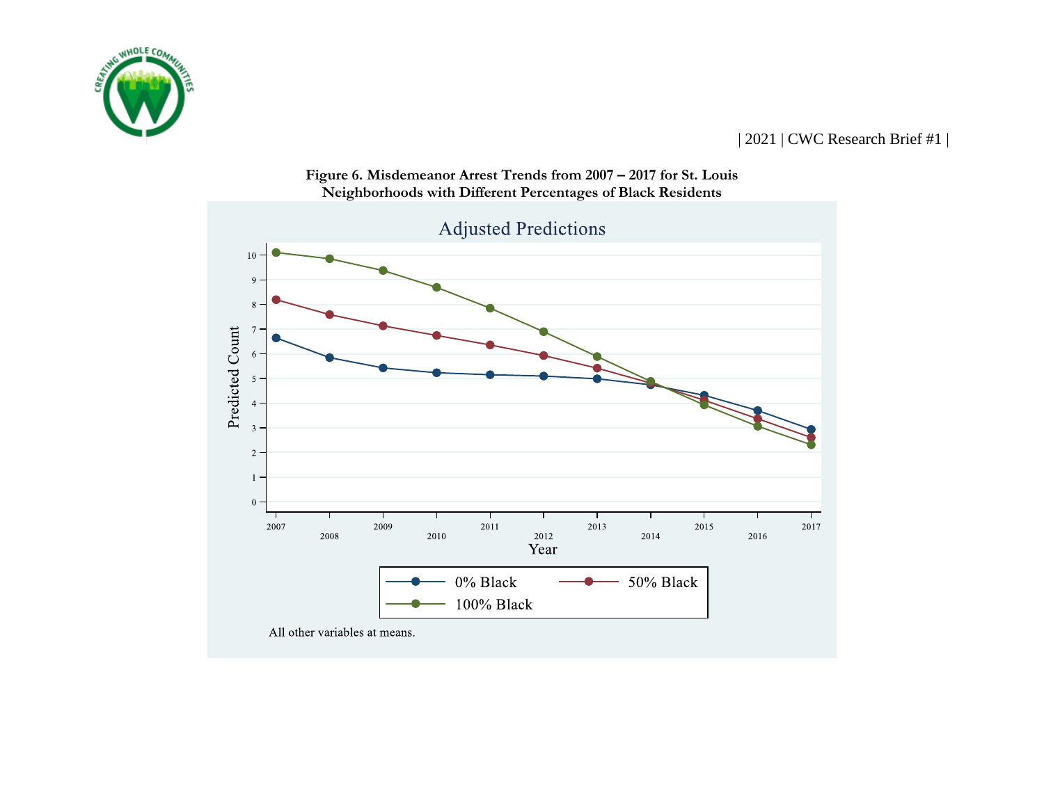**Figure 6. Misdemeanor Arrest Trends from 2007 – 2017 for St. Louis Neighborhoods with Different Percentages of Black Residents**

Adjusted Predictions

All other variables at means.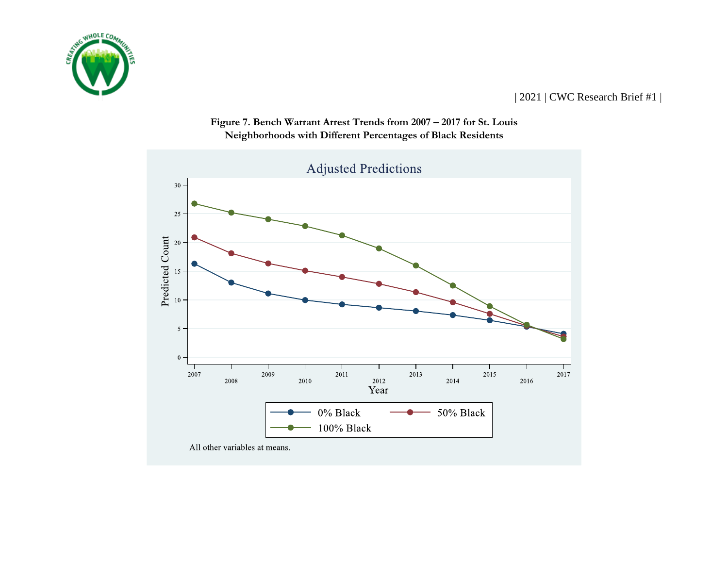**Figure 7. Bench Warrant Arrest Trends from 2007 – 2017 for St. Louis Neighborhoods with Different Percentages of Black Residents**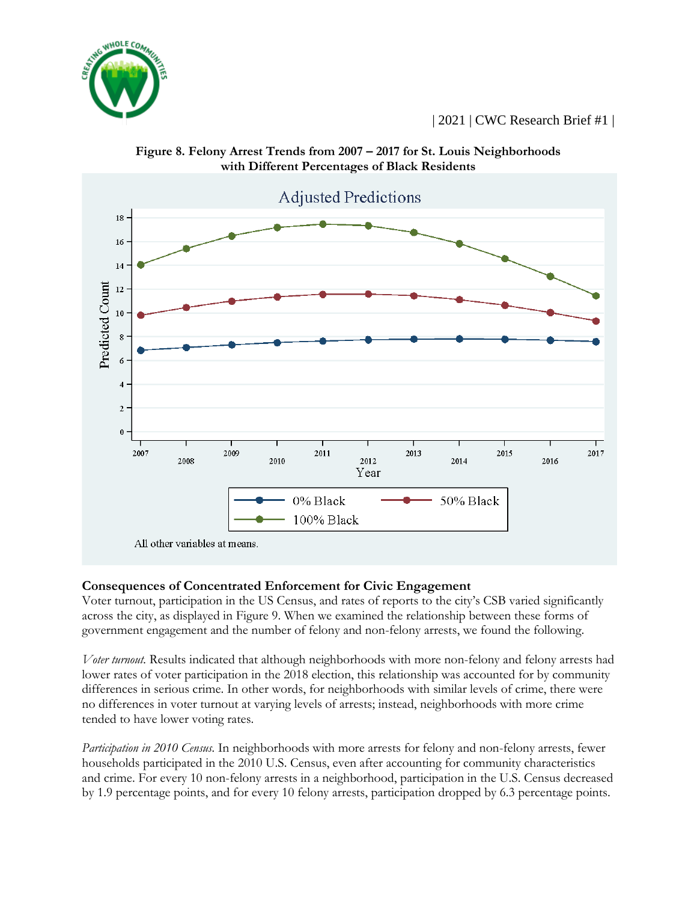**Figure 8. Felony Arrest Trends from 2007 – 2017 for St. Louis Neighborhoods with Different Percentages of Black Residents**

## Consequences of Concentrated Enforcement for Civic Engagement

Voter turnout, participation in the US Census, and rates of reports to the city's CSB varied significantly across the city, as displayed in Figure 9. When we examined the relationship between these forms of government engagement and the number of felony and non-felony arrests, we found the following.

*Voter turnout.* Results indicated that although neighborhoods with more non-felony and felony arrests had lower rates of voter participation in the 2018 election, this relationship was accounted for by community differences in serious crime. In other words, for neighborhoods with similar levels of crime, there were no differences in voter turnout at varying levels of arrests; instead, neighborhoods with more crime tended to have lower voting rates.

*Participation in 2010 Census.* In neighborhoods with more arrests for felony and non-felony arrests, fewer households participated in the 2010 U.S. Census, even after accounting for community characteristics and crime. For every 10 non-felony arrests in a neighborhood, participation in the U.S. Census decreased by 1.9 percentage points, and for every 10 felony arrests, participation dropped by 6.3 percentage points.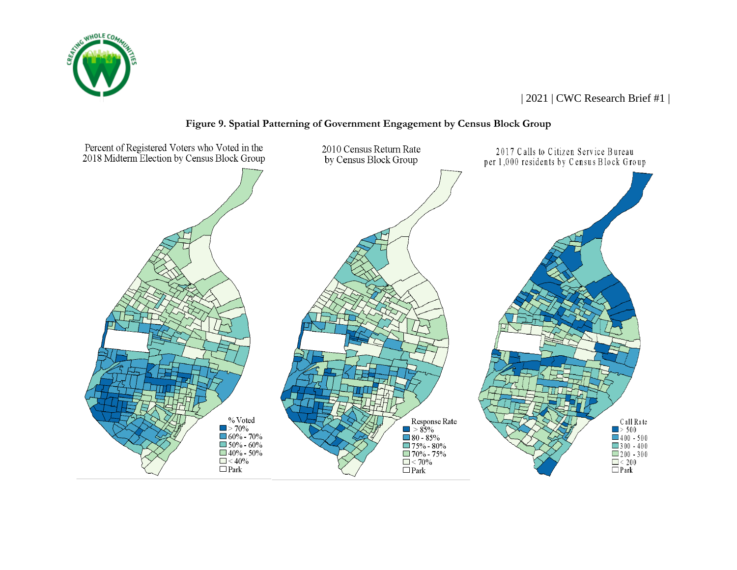**Figure 9. Spatial Patterning of Government Engagement by Census Block Group**

Percent of Registered Voters who Voted in the 2018 Midterm Election by Census Block Group

% Voted
- > 70%
- 60% - 70%
- 50% - 60%
- 40% - 50%
- < 40%
- Park

2010 Census Return Rate by Census Block Group

Response Rate
- > 85%
- 80 - 85%
- 75% - 80%
- 70% - 75%
- < 70%
- Park

2017 Calls to Citizen Service Bureau per 1,000 residents by Census Block Group

Call Rate
- > 500
- 400 - 500
- 300 - 400
- 200 - 300
- < 200
- Park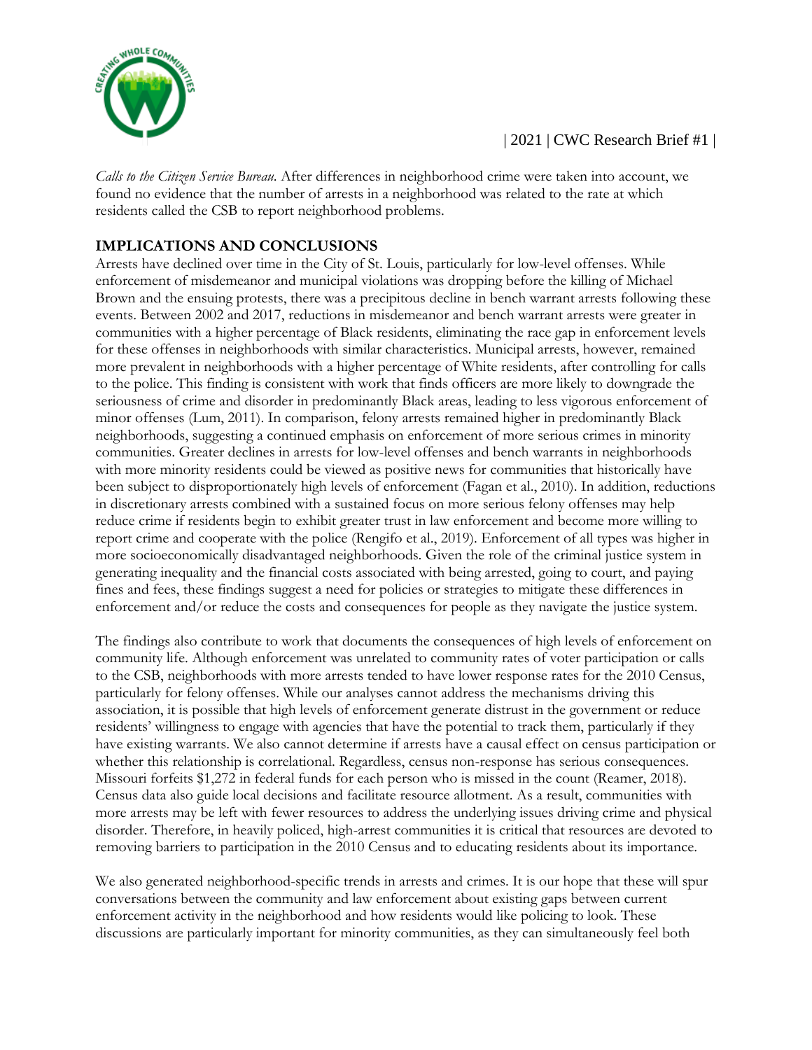*Calls to the Citizen Service Bureau.* After differences in neighborhood crime were taken into account, we found no evidence that the number of arrests in a neighborhood was related to the rate at which residents called the CSB to report neighborhood problems.

## IMPLICATIONS AND CONCLUSIONS

Arrests have declined over time in the City of St. Louis, particularly for low-level offenses. While enforcement of misdemeanor and municipal violations was dropping before the killing of Michael Brown and the ensuing protests, there was a precipitous decline in bench warrant arrests following these events. Between 2002 and 2017, reductions in misdemeanor and bench warrant arrests were greater in communities with a higher percentage of Black residents, eliminating the race gap in enforcement levels for these offenses in neighborhoods with similar characteristics. Municipal arrests, however, remained more prevalent in neighborhoods with a higher percentage of White residents, after controlling for calls to the police. This finding is consistent with work that finds officers are more likely to downgrade the seriousness of crime and disorder in predominantly Black areas, leading to less vigorous enforcement of minor offenses (Lum, 2011). In comparison, felony arrests remained higher in predominantly Black neighborhoods, suggesting a continued emphasis on enforcement of more serious crimes in minority communities. Greater declines in arrests for low-level offenses and bench warrants in neighborhoods with more minority residents could be viewed as positive news for communities that historically have been subject to disproportionately high levels of enforcement (Fagan et al., 2010). In addition, reductions in discretionary arrests combined with a sustained focus on more serious felony offenses may help reduce crime if residents begin to exhibit greater trust in law enforcement and become more willing to report crime and cooperate with the police (Rengifo et al., 2019). Enforcement of all types was higher in more socioeconomically disadvantaged neighborhoods. Given the role of the criminal justice system in generating inequality and the financial costs associated with being arrested, going to court, and paying fines and fees, these findings suggest a need for policies or strategies to mitigate these differences in enforcement and/or reduce the costs and consequences for people as they navigate the justice system.

The findings also contribute to work that documents the consequences of high levels of enforcement on community life. Although enforcement was unrelated to community rates of voter participation or calls to the CSB, neighborhoods with more arrests tended to have lower response rates for the 2010 Census, particularly for felony offenses. While our analyses cannot address the mechanisms driving this association, it is possible that high levels of enforcement generate distrust in the government or reduce residents' willingness to engage with agencies that have the potential to track them, particularly if they have existing warrants. We also cannot determine if arrests have a causal effect on census participation or whether this relationship is correlational. Regardless, census non-response has serious consequences. Missouri forfeits $1,272 in federal funds for each person who is missed in the count (Reamer, 2018). Census data also guide local decisions and facilitate resource allotment. As a result, communities with more arrests may be left with fewer resources to address the underlying issues driving crime and physical disorder. Therefore, in heavily policed, high-arrest communities it is critical that resources are devoted to removing barriers to participation in the 2010 Census and to educating residents about its importance.

We also generated neighborhood-specific trends in arrests and crimes. It is our hope that these will spur conversations between the community and law enforcement about existing gaps between current enforcement activity in the neighborhood and how residents would like policing to look. These discussions are particularly important for minority communities, as they can simultaneously feel both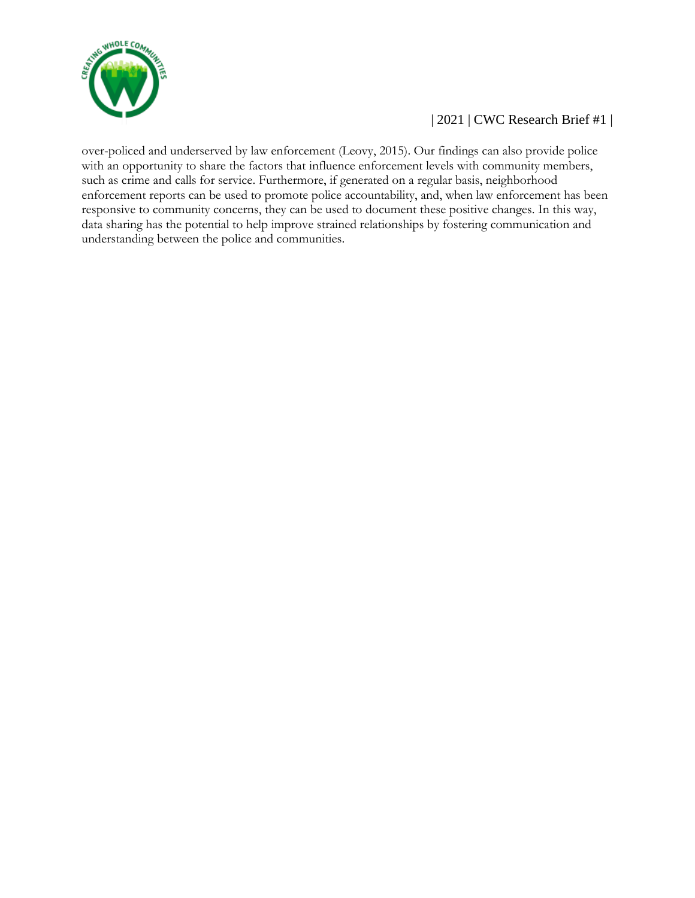over-policed and underserved by law enforcement (Leovy, 2015). Our findings can also provide police with an opportunity to share the factors that influence enforcement levels with community members, such as crime and calls for service. Furthermore, if generated on a regular basis, neighborhood enforcement reports can be used to promote police accountability, and, when law enforcement has been responsive to community concerns, they can be used to document these positive changes. In this way, data sharing has the potential to help improve strained relationships by fostering communication and understanding between the police and communities.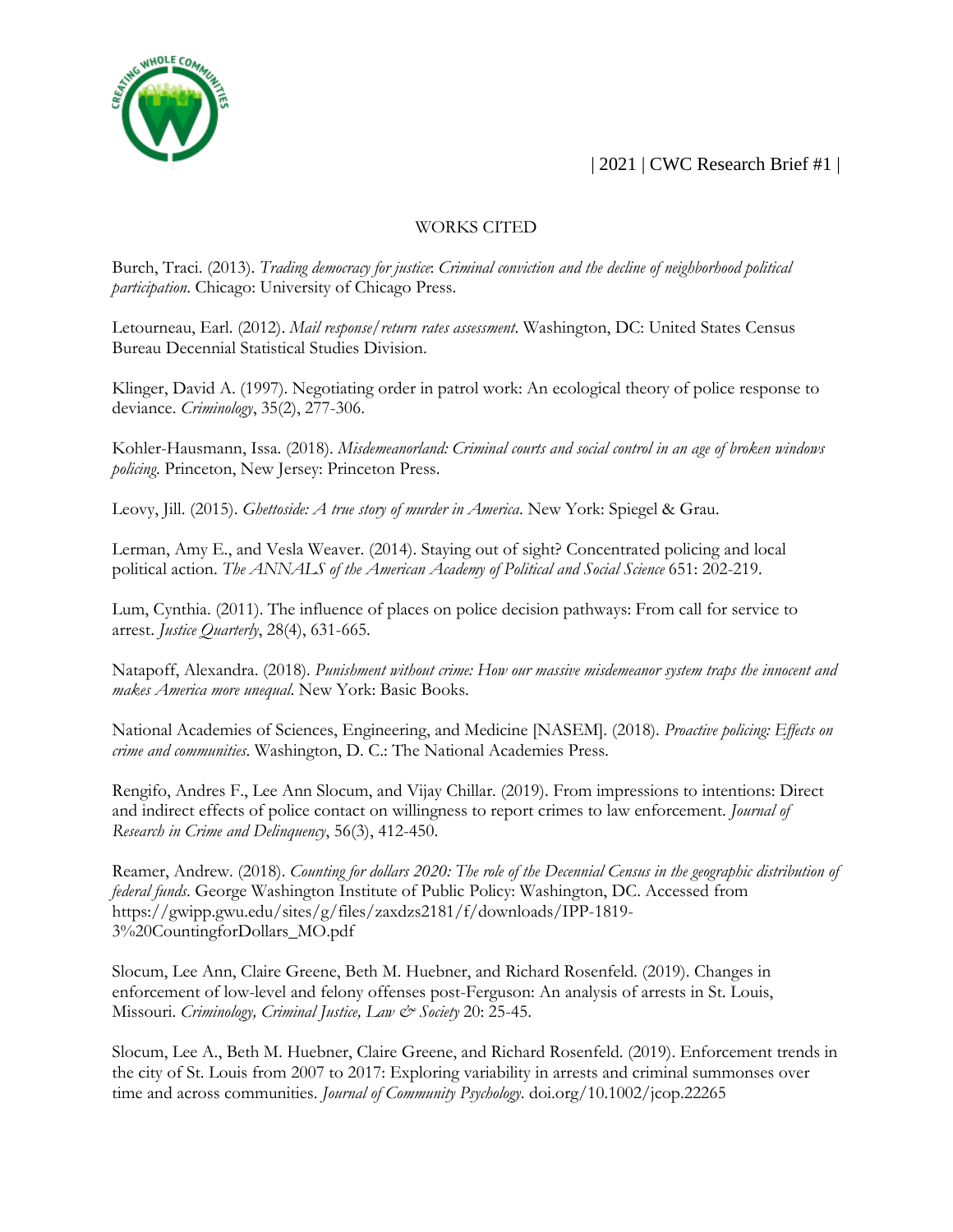## WORKS CITED

Burch, Traci. (2013). *Trading democracy for justice*: *Criminal conviction and the decline of neighborhood political participation*. Chicago: University of Chicago Press.

Letourneau, Earl. (2012). *Mail response/return rates assessment*. Washington, DC: United States Census Bureau Decennial Statistical Studies Division.

Klinger, David A. (1997). Negotiating order in patrol work: An ecological theory of police response to deviance. *Criminology*, 35(2), 277-306.

Kohler-Hausmann, Issa. (2018). *Misdemeanorland: Criminal courts and social control in an age of broken windows policing*. Princeton, New Jersey: Princeton Press.

Leovy, Jill. (2015). *Ghettoside: A true story of murder in America*. New York: Spiegel & Grau.

Lerman, Amy E., and Vesla Weaver. (2014). Staying out of sight? Concentrated policing and local political action. *The ANNALS of the American Academy of Political and Social Science* 651: 202-219.

Lum, Cynthia. (2011). The influence of places on police decision pathways: From call for service to arrest. *Justice Quarterly*, 28(4), 631-665.

Natapoff, Alexandra. (2018). *Punishment without crime: How our massive misdemeanor system traps the innocent and makes America more unequal*. New York: Basic Books.

National Academies of Sciences, Engineering, and Medicine [NASEM]. (2018). *Proactive policing: Effects on crime and communities*. Washington, D. C.: The National Academies Press.

Rengifo, Andres F., Lee Ann Slocum, and Vijay Chillar. (2019). From impressions to intentions: Direct and indirect effects of police contact on willingness to report crimes to law enforcement. *Journal of Research in Crime and Delinquency*, 56(3), 412-450.

Reamer, Andrew. (2018). *Counting for dollars 2020: The role of the Decennial Census in the geographic distribution of federal funds*. George Washington Institute of Public Policy: Washington, DC. Accessed from https://gwipp.gwu.edu/sites/g/files/zaxdzs2181/f/downloads/IPP-1819-3%20CountingforDollars_MO.pdf

Slocum, Lee Ann, Claire Greene, Beth M. Huebner, and Richard Rosenfeld. (2019). Changes in enforcement of low-level and felony offenses post-Ferguson: An analysis of arrests in St. Louis, Missouri. *Criminology, Criminal Justice, Law & Society* 20: 25-45.

Slocum, Lee A., Beth M. Huebner, Claire Greene, and Richard Rosenfeld. (2019). Enforcement trends in the city of St. Louis from 2007 to 2017: Exploring variability in arrests and criminal summonses over time and across communities. *Journal of Community Psychology*. doi.org/10.1002/jcop.22265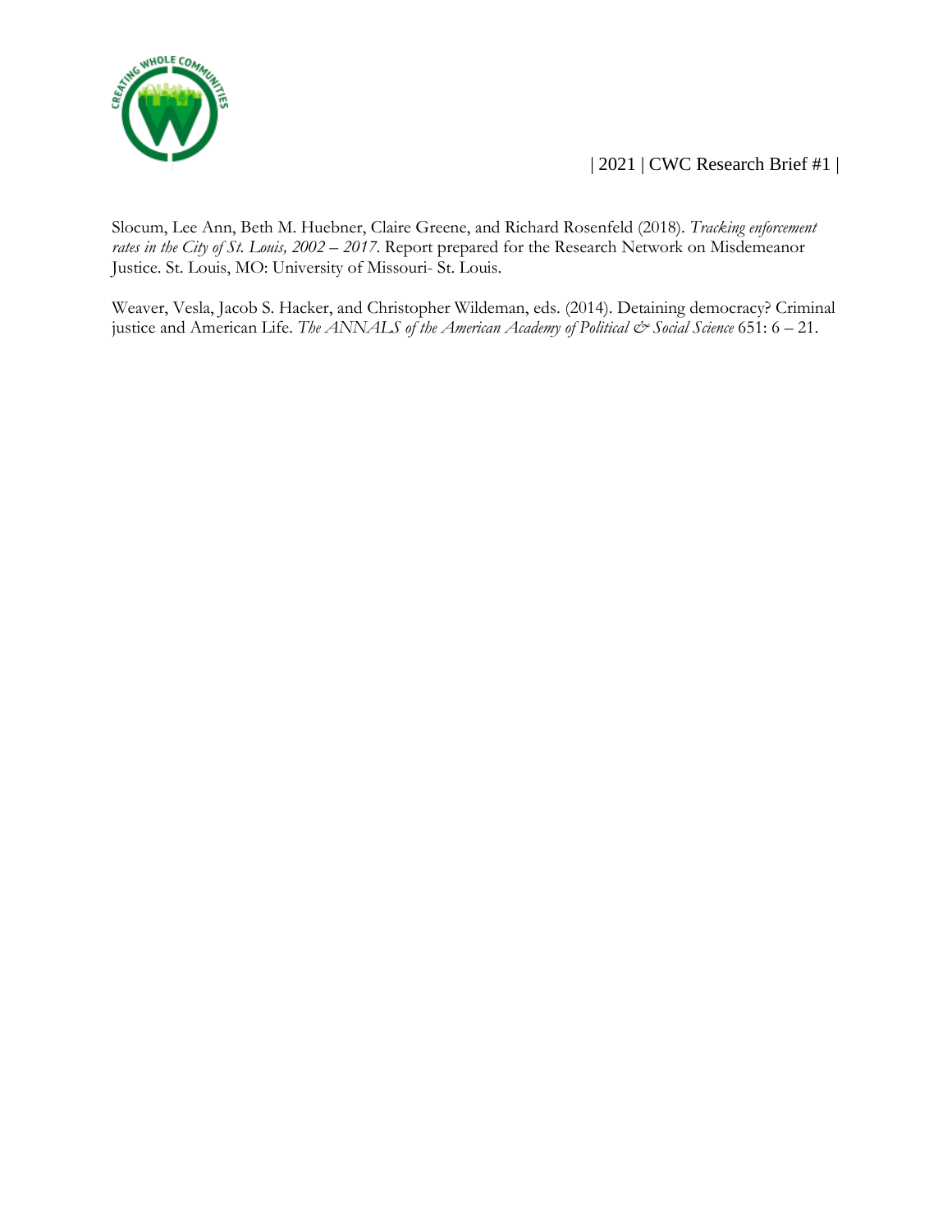Slocum, Lee Ann, Beth M. Huebner, Claire Greene, and Richard Rosenfeld (2018). *Tracking enforcement rates in the City of St. Louis, 2002 – 2017*. Report prepared for the Research Network on Misdemeanor Justice. St. Louis, MO: University of Missouri- St. Louis.

Weaver, Vesla, Jacob S. Hacker, and Christopher Wildeman, eds. (2014). Detaining democracy? Criminal justice and American Life. *The ANNALS of the American Academy of Political & Social Science* 651: 6 – 21.